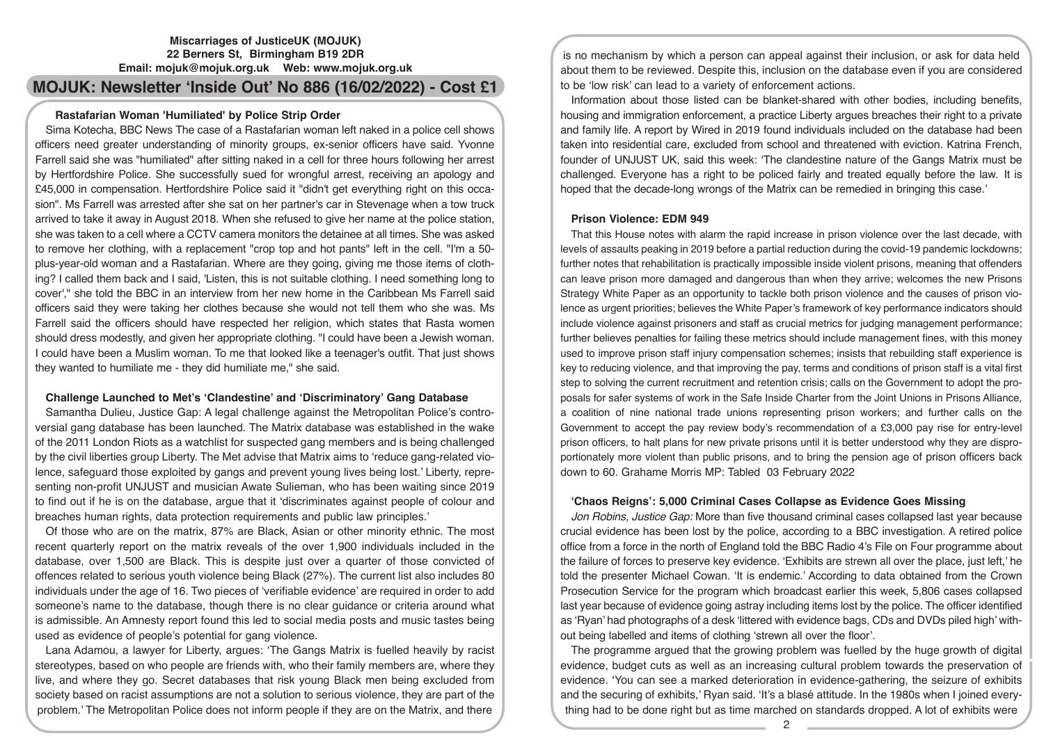**Miscarriages of JusticeUK (MOJUK)**
**22 Berners St, Birmingham B19 2DR**
**Email: mojuk@mojuk.org.uk Web: www.mojuk.org.uk**

# MOJUK: Newsletter 'Inside Out' No 886 (16/02/2022) - Cost £1

### Rastafarian Woman 'Humiliated' by Police Strip Order

Sima Kotecha, BBC News The case of a Rastafarian woman left naked in a police cell shows officers need greater understanding of minority groups, ex-senior officers have said. Yvonne Farrell said she was "humiliated" after sitting naked in a cell for three hours following her arrest by Hertfordshire Police. She successfully sued for wrongful arrest, receiving an apology and £45,000 in compensation. Hertfordshire Police said it "didn't get everything right on this occasion". Ms Farrell was arrested after she sat on her partner's car in Stevenage when a tow truck arrived to take it away in August 2018. When she refused to give her name at the police station, she was taken to a cell where a CCTV camera monitors the detainee at all times. She was asked to remove her clothing, with a replacement "crop top and hot pants" left in the cell. "I'm a 50-plus-year-old woman and a Rastafarian. Where are they going, giving me those items of clothing? I called them back and I said, 'Listen, this is not suitable clothing. I need something long to cover'," she told the BBC in an interview from her new home in the Caribbean Ms Farrell said officers said they were taking her clothes because she would not tell them who she was. Ms Farrell said the officers should have respected her religion, which states that Rasta women should dress modestly, and given her appropriate clothing. "I could have been a Jewish woman. I could have been a Muslim woman. To me that looked like a teenager's outfit. That just shows they wanted to humiliate me - they did humiliate me," she said.

### Challenge Launched to Met's 'Clandestine' and 'Discriminatory' Gang Database

Samantha Dulieu, Justice Gap: A legal challenge against the Metropolitan Police's controversial gang database has been launched. The Matrix database was established in the wake of the 2011 London Riots as a watchlist for suspected gang members and is being challenged by the civil liberties group Liberty. The Met advise that Matrix aims to 'reduce gang-related violence, safeguard those exploited by gangs and prevent young lives being lost.' Liberty, representing non-profit UNJUST and musician Awate Sulieman, who has been waiting since 2019 to find out if he is on the database, argue that it 'discriminates against people of colour and breaches human rights, data protection requirements and public law principles.'

Of those who are on the matrix, 87% are Black, Asian or other minority ethnic. The most recent quarterly report on the matrix reveals of the over 1,900 individuals included in the database, over 1,500 are Black. This is despite just over a quarter of those convicted of offences related to serious youth violence being Black (27%). The current list also includes 80 individuals under the age of 16. Two pieces of 'verifiable evidence' are required in order to add someone's name to the database, though there is no clear guidance or criteria around what is admissible. An Amnesty report found this led to social media posts and music tastes being used as evidence of people's potential for gang violence.

Lana Adamou, a lawyer for Liberty, argues: 'The Gangs Matrix is fuelled heavily by racist stereotypes, based on who people are friends with, who their family members are, where they live, and where they go. Secret databases that risk young Black men being excluded from society based on racist assumptions are not a solution to serious violence, they are part of the problem.' The Metropolitan Police does not inform people if they are on the Matrix, and there is no mechanism by which a person can appeal against their inclusion, or ask for data held about them to be reviewed. Despite this, inclusion on the database even if you are considered to be 'low risk' can lead to a variety of enforcement actions.

Information about those listed can be blanket-shared with other bodies, including benefits, housing and immigration enforcement, a practice Liberty argues breaches their right to a private and family life. A report by Wired in 2019 found individuals included on the database had been taken into residential care, excluded from school and threatened with eviction. Katrina French, founder of UNJUST UK, said this week: 'The clandestine nature of the Gangs Matrix must be challenged. Everyone has a right to be policed fairly and treated equally before the law. It is hoped that the decade-long wrongs of the Matrix can be remedied in bringing this case.'

### Prison Violence: EDM 949

That this House notes with alarm the rapid increase in prison violence over the last decade, with levels of assaults peaking in 2019 before a partial reduction during the covid-19 pandemic lockdowns; further notes that rehabilitation is practically impossible inside violent prisons, meaning that offenders can leave prison more damaged and dangerous than when they arrive; welcomes the new Prisons Strategy White Paper as an opportunity to tackle both prison violence and the causes of prison violence as urgent priorities; believes the White Paper's framework of key performance indicators should include violence against prisoners and staff as crucial metrics for judging management performance; further believes penalties for failing these metrics should include management fines, with this money used to improve prison staff injury compensation schemes; insists that rebuilding staff experience is key to reducing violence, and that improving the pay, terms and conditions of prison staff is a vital first step to solving the current recruitment and retention crisis; calls on the Government to adopt the proposals for safer systems of work in the Safe Inside Charter from the Joint Unions in Prisons Alliance, a coalition of nine national trade unions representing prison workers; and further calls on the Government to accept the pay review body's recommendation of a £3,000 pay rise for entry-level prison officers, to halt plans for new private prisons until it is better understood why they are disproportionately more violent than public prisons, and to bring the pension age of prison officers back down to 60. Grahame Morris MP: Tabled 03 February 2022

### 'Chaos Reigns': 5,000 Criminal Cases Collapse as Evidence Goes Missing

*Jon Robins, Justice Gap:* More than five thousand criminal cases collapsed last year because crucial evidence has been lost by the police, according to a BBC investigation. A retired police office from a force in the north of England told the BBC Radio 4's File on Four programme about the failure of forces to preserve key evidence. 'Exhibits are strewn all over the place, just left,' he told the presenter Michael Cowan. 'It is endemic.' According to data obtained from the Crown Prosecution Service for the program which broadcast earlier this week, 5,806 cases collapsed last year because of evidence going astray including items lost by the police. The officer identified as 'Ryan' had photographs of a desk 'littered with evidence bags, CDs and DVDs piled high' without being labelled and items of clothing 'strewn all over the floor'.

The programme argued that the growing problem was fuelled by the huge growth of digital evidence, budget cuts as well as an increasing cultural problem towards the preservation of evidence. 'You can see a marked deterioration in evidence-gathering, the seizure of exhibits and the securing of exhibits,' Ryan said. 'It's a blasé attitude. In the 1980s when I joined everything had to be done right but as time marched on standards dropped. A lot of exhibits were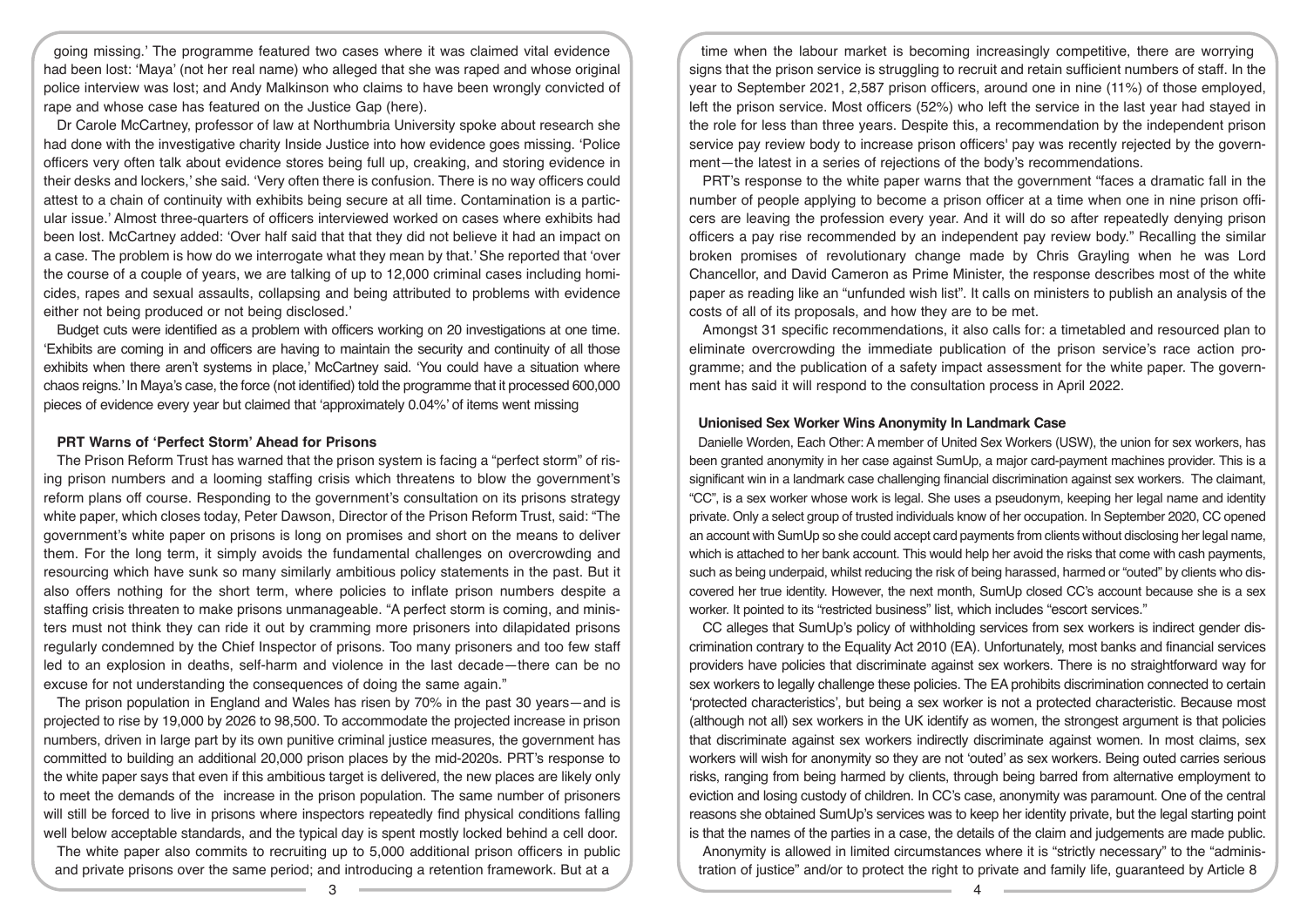going missing.' The programme featured two cases where it was claimed vital evidence had been lost: 'Maya' (not her real name) who alleged that she was raped and whose original police interview was lost; and Andy Malkinson who claims to have been wrongly convicted of rape and whose case has featured on the Justice Gap (here).

Dr Carole McCartney, professor of law at Northumbria University spoke about research she had done with the investigative charity Inside Justice into how evidence goes missing. 'Police officers very often talk about evidence stores being full up, creaking, and storing evidence in their desks and lockers,' she said. 'Very often there is confusion. There is no way officers could attest to a chain of continuity with exhibits being secure at all time. Contamination is a particular issue.' Almost three-quarters of officers interviewed worked on cases where exhibits had been lost. McCartney added: 'Over half said that that they did not believe it had an impact on a case. The problem is how do we interrogate what they mean by that.' She reported that 'over the course of a couple of years, we are talking of up to 12,000 criminal cases including homicides, rapes and sexual assaults, collapsing and being attributed to problems with evidence either not being produced or not being disclosed.'

Budget cuts were identified as a problem with officers working on 20 investigations at one time. 'Exhibits are coming in and officers are having to maintain the security and continuity of all those exhibits when there aren't systems in place,' McCartney said. 'You could have a situation where chaos reigns.' In Maya's case, the force (not identified) told the programme that it processed 600,000 pieces of evidence every year but claimed that 'approximately 0.04%' of items went missing

### PRT Warns of 'Perfect Storm' Ahead for Prisons

The Prison Reform Trust has warned that the prison system is facing a "perfect storm" of rising prison numbers and a looming staffing crisis which threatens to blow the government's reform plans off course. Responding to the government's consultation on its prisons strategy white paper, which closes today, Peter Dawson, Director of the Prison Reform Trust, said: "The government's white paper on prisons is long on promises and short on the means to deliver them. For the long term, it simply avoids the fundamental challenges on overcrowding and resourcing which have sunk so many similarly ambitious policy statements in the past. But it also offers nothing for the short term, where policies to inflate prison numbers despite a staffing crisis threaten to make prisons unmanageable. "A perfect storm is coming, and ministers must not think they can ride it out by cramming more prisoners into dilapidated prisons regularly condemned by the Chief Inspector of prisons. Too many prisoners and too few staff led to an explosion in deaths, self-harm and violence in the last decade—there can be no excuse for not understanding the consequences of doing the same again."

The prison population in England and Wales has risen by 70% in the past 30 years—and is projected to rise by 19,000 by 2026 to 98,500. To accommodate the projected increase in prison numbers, driven in large part by its own punitive criminal justice measures, the government has committed to building an additional 20,000 prison places by the mid-2020s. PRT's response to the white paper says that even if this ambitious target is delivered, the new places are likely only to meet the demands of the increase in the prison population. The same number of prisoners will still be forced to live in prisons where inspectors repeatedly find physical conditions falling well below acceptable standards, and the typical day is spent mostly locked behind a cell door.

The white paper also commits to recruiting up to 5,000 additional prison officers in public and private prisons over the same period; and introducing a retention framework. But at a time when the labour market is becoming increasingly competitive, there are worrying signs that the prison service is struggling to recruit and retain sufficient numbers of staff. In the year to September 2021, 2,587 prison officers, around one in nine (11%) of those employed, left the prison service. Most officers (52%) who left the service in the last year had stayed in the role for less than three years. Despite this, a recommendation by the independent prison service pay review body to increase prison officers' pay was recently rejected by the government—the latest in a series of rejections of the body's recommendations.

PRT's response to the white paper warns that the government "faces a dramatic fall in the number of people applying to become a prison officer at a time when one in nine prison officers are leaving the profession every year. And it will do so after repeatedly denying prison officers a pay rise recommended by an independent pay review body." Recalling the similar broken promises of revolutionary change made by Chris Grayling when he was Lord Chancellor, and David Cameron as Prime Minister, the response describes most of the white paper as reading like an "unfunded wish list". It calls on ministers to publish an analysis of the costs of all of its proposals, and how they are to be met.

Amongst 31 specific recommendations, it also calls for: a timetabled and resourced plan to eliminate overcrowding the immediate publication of the prison service's race action programme; and the publication of a safety impact assessment for the white paper. The government has said it will respond to the consultation process in April 2022.

### Unionised Sex Worker Wins Anonymity In Landmark Case

Danielle Worden, Each Other: A member of United Sex Workers (USW), the union for sex workers, has been granted anonymity in her case against SumUp, a major card-payment machines provider. This is a significant win in a landmark case challenging financial discrimination against sex workers. The claimant, "CC", is a sex worker whose work is legal. She uses a pseudonym, keeping her legal name and identity private. Only a select group of trusted individuals know of her occupation. In September 2020, CC opened an account with SumUp so she could accept card payments from clients without disclosing her legal name, which is attached to her bank account. This would help her avoid the risks that come with cash payments, such as being underpaid, whilst reducing the risk of being harassed, harmed or "outed" by clients who discovered her true identity. However, the next month, SumUp closed CC's account because she is a sex worker. It pointed to its "restricted business" list, which includes "escort services."

CC alleges that SumUp's policy of withholding services from sex workers is indirect gender discrimination contrary to the Equality Act 2010 (EA). Unfortunately, most banks and financial services providers have policies that discriminate against sex workers. There is no straightforward way for sex workers to legally challenge these policies. The EA prohibits discrimination connected to certain 'protected characteristics', but being a sex worker is not a protected characteristic. Because most (although not all) sex workers in the UK identify as women, the strongest argument is that policies that discriminate against sex workers indirectly discriminate against women. In most claims, sex workers will wish for anonymity so they are not 'outed' as sex workers. Being outed carries serious risks, ranging from being harmed by clients, through being barred from alternative employment to eviction and losing custody of children. In CC's case, anonymity was paramount. One of the central reasons she obtained SumUp's services was to keep her identity private, but the legal starting point is that the names of the parties in a case, the details of the claim and judgements are made public.

Anonymity is allowed in limited circumstances where it is "strictly necessary" to the "administration of justice" and/or to protect the right to private and family life, guaranteed by Article 8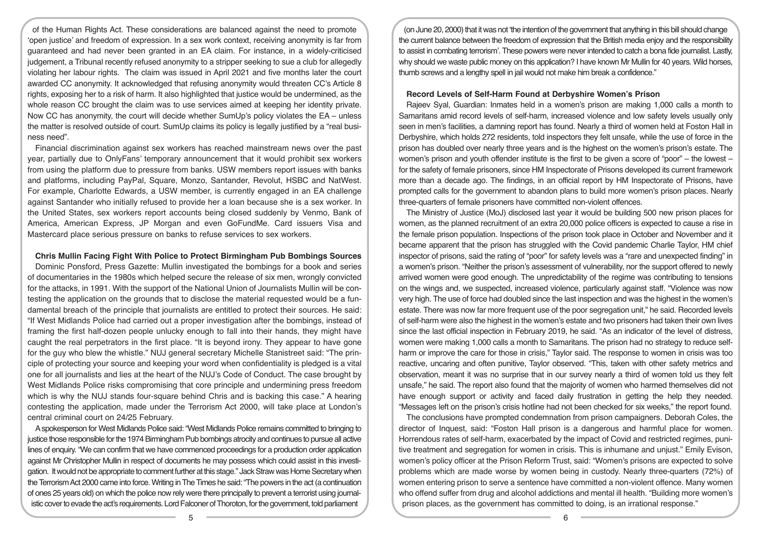of the Human Rights Act. These considerations are balanced against the need to promote 'open justice' and freedom of expression. In a sex work context, receiving anonymity is far from guaranteed and had never been granted in an EA claim. For instance, in a widely-criticised judgement, a Tribunal recently refused anonymity to a stripper seeking to sue a club for allegedly violating her labour rights. The claim was issued in April 2021 and five months later the court awarded CC anonymity. It acknowledged that refusing anonymity would threaten CC's Article 8 rights, exposing her to a risk of harm. It also highlighted that justice would be undermined, as the whole reason CC brought the claim was to use services aimed at keeping her identity private. Now CC has anonymity, the court will decide whether SumUp's policy violates the EA – unless the matter is resolved outside of court. SumUp claims its policy is legally justified by a "real business need".

Financial discrimination against sex workers has reached mainstream news over the past year, partially due to OnlyFans' temporary announcement that it would prohibit sex workers from using the platform due to pressure from banks. USW members report issues with banks and platforms, including PayPal, Square, Monzo, Santander, Revolut, HSBC and NatWest. For example, Charlotte Edwards, a USW member, is currently engaged in an EA challenge against Santander who initially refused to provide her a loan because she is a sex worker. In the United States, sex workers report accounts being closed suddenly by Venmo, Bank of America, American Express, JP Morgan and even GoFundMe. Card issuers Visa and Mastercard place serious pressure on banks to refuse services to sex workers.

### Chris Mullin Facing Fight With Police to Protect Birmingham Pub Bombings Sources

Dominic Ponsford, Press Gazette: Mullin investigated the bombings for a book and series of documentaries in the 1980s which helped secure the release of six men, wrongly convicted for the attacks, in 1991. With the support of the National Union of Journalists Mullin will be contesting the application on the grounds that to disclose the material requested would be a fundamental breach of the principle that journalists are entitled to protect their sources. He said: "If West Midlands Police had carried out a proper investigation after the bombings, instead of framing the first half-dozen people unlucky enough to fall into their hands, they might have caught the real perpetrators in the first place. "It is beyond irony. They appear to have gone for the guy who blew the whistle." NUJ general secretary Michelle Stanistreet said: "The principle of protecting your source and keeping your word when confidentiality is pledged is a vital one for all journalists and lies at the heart of the NUJ's Code of Conduct. The case brought by West Midlands Police risks compromising that core principle and undermining press freedom which is why the NUJ stands four-square behind Chris and is backing this case." A hearing contesting the application, made under the Terrorism Act 2000, will take place at London's central criminal court on 24/25 February.

A spokesperson for West Midlands Police said: "West Midlands Police remains committed to bringing to justice those responsible for the 1974 Birmingham Pub bombings atrocity and continues to pursue all active lines of enquiry. "We can confirm that we have commenced proceedings for a production order application against Mr Christopher Mullin in respect of documents he may possess which could assist in this investigation. It would not be appropriate to comment further at this stage." Jack Straw was Home Secretary when the Terrorism Act 2000 came into force. Writing in The Times he said: "The powers in the act (a continuation of ones 25 years old) on which the police now rely were there principally to prevent a terrorist using journalistic cover to evade the act's requirements. Lord Falconer of Thoroton, for the government, told parliament (on June 20, 2000) that it was not 'the intention of the government that anything in this bill should change the current balance between the freedom of expression that the British media enjoy and the responsibility to assist in combating terrorism'. These powers were never intended to catch a bona fide journalist. Lastly, why should we waste public money on this application? I have known Mr Mullin for 40 years. Wild horses, thumb screws and a lengthy spell in jail would not make him break a confidence."

### Record Levels of Self-Harm Found at Derbyshire Women's Prison

Rajeev Syal, Guardian: Inmates held in a women's prison are making 1,000 calls a month to Samaritans amid record levels of self-harm, increased violence and low safety levels usually only seen in men's facilities, a damning report has found. Nearly a third of women held at Foston Hall in Derbyshire, which holds 272 residents, told inspectors they felt unsafe, while the use of force in the prison has doubled over nearly three years and is the highest on the women's prison's estate. The women's prison and young offender institute is the first to be given a score of "poor" – the lowest – for the safety of female prisoners, since HM Inspectorate of Prisons developed its current framework more than a decade ago. The findings, in an official report by HM Inspectorate of Prisons, have prompted calls for the government to abandon plans to build more women's prison places. Nearly three-quarters of female prisoners have committed non-violent offences.

The Ministry of Justice (MoJ) disclosed last year it would be building 500 new prison places for women, as the planned recruitment of an extra 20,000 police officers is expected to cause a rise in the female prison population. Inspections of the prison took place in October and November and it became apparent that the prison has struggled with the Covid pandemic Charlie Taylor, HM chief inspector of prisons, said the rating of "poor" for safety levels was a "rare and unexpected finding" in a women's prison. "Neither the prison's assessment of vulnerability, nor the support offered to newly arrived women were good enough. The unpredictability of the regime was contributing to tensions on the wings and, we suspected, increased violence, particularly against staff. "Violence was now very high. The use of force had doubled since the last inspection and was the highest in the women's estate. There was now far more frequent use of the poor segregation unit," he said. Recorded levels of self-harm were also the highest in the women's estate and two prisoners had taken their own lives since the last official inspection in February 2019, he said. "As an indicator of the level of distress, women were making 1,000 calls a month to Samaritans. The prison had no strategy to reduce self-harm or improve the care for those in crisis," Taylor said. The response to women in crisis was too reactive, uncaring and often punitive, Taylor observed. "This, taken with other safety metrics and observation, meant it was no surprise that in our survey nearly a third of women told us they felt unsafe," he said. The report also found that the majority of women who harmed themselves did not have enough support or activity and faced daily frustration in getting the help they needed. "Messages left on the prison's crisis hotline had not been checked for six weeks," the report found.

The conclusions have prompted condemnation from prison campaigners. Deborah Coles, the director of Inquest, said: "Foston Hall prison is a dangerous and harmful place for women. Horrendous rates of self-harm, exacerbated by the impact of Covid and restricted regimes, punitive treatment and segregation for women in crisis. This is inhumane and unjust." Emily Evison, women's policy officer at the Prison Reform Trust, said: "Women's prisons are expected to solve problems which are made worse by women being in custody. Nearly three-quarters (72%) of women entering prison to serve a sentence have committed a non-violent offence. Many women who offend suffer from drug and alcohol addictions and mental ill health. "Building more women's prison places, as the government has committed to doing, is an irrational response."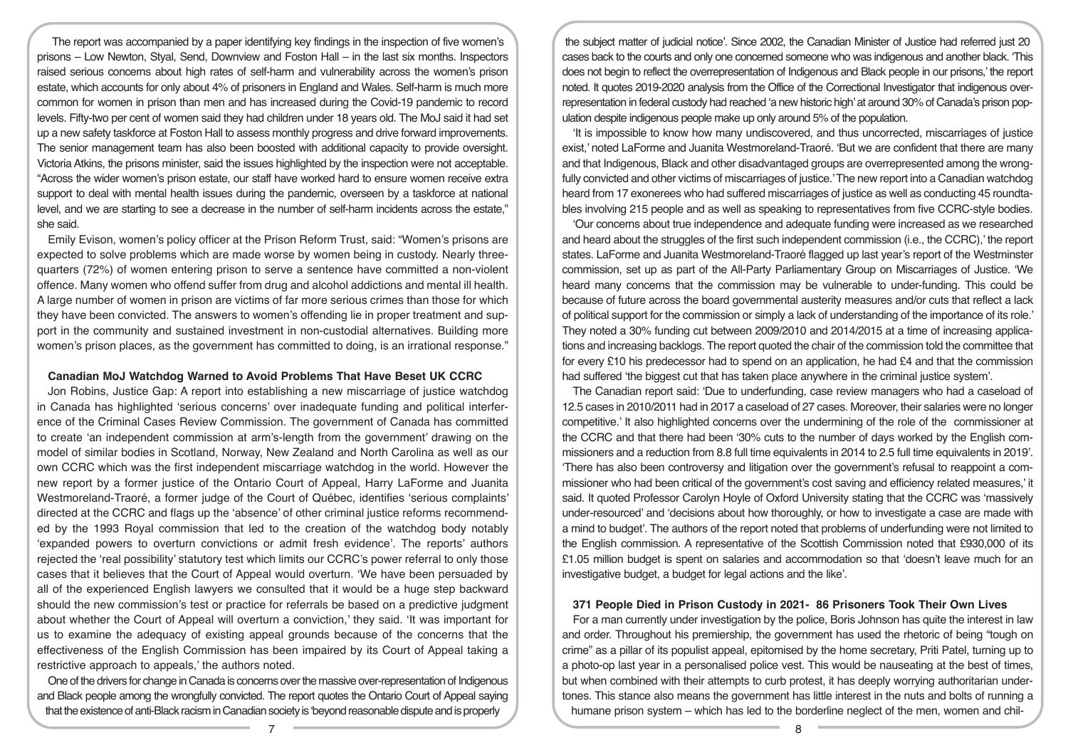The report was accompanied by a paper identifying key findings in the inspection of five women's prisons – Low Newton, Styal, Send, Downview and Foston Hall – in the last six months. Inspectors raised serious concerns about high rates of self-harm and vulnerability across the women's prison estate, which accounts for only about 4% of prisoners in England and Wales. Self-harm is much more common for women in prison than men and has increased during the Covid-19 pandemic to record levels. Fifty-two per cent of women said they had children under 18 years old. The MoJ said it had set up a new safety taskforce at Foston Hall to assess monthly progress and drive forward improvements. The senior management team has also been boosted with additional capacity to provide oversight. Victoria Atkins, the prisons minister, said the issues highlighted by the inspection were not acceptable. "Across the wider women's prison estate, our staff have worked hard to ensure women receive extra support to deal with mental health issues during the pandemic, overseen by a taskforce at national level, and we are starting to see a decrease in the number of self-harm incidents across the estate," she said.

Emily Evison, women's policy officer at the Prison Reform Trust, said: "Women's prisons are expected to solve problems which are made worse by women being in custody. Nearly three-quarters (72%) of women entering prison to serve a sentence have committed a non-violent offence. Many women who offend suffer from drug and alcohol addictions and mental ill health. A large number of women in prison are victims of far more serious crimes than those for which they have been convicted. The answers to women's offending lie in proper treatment and support in the community and sustained investment in non-custodial alternatives. Building more women's prison places, as the government has committed to doing, is an irrational response."

### Canadian MoJ Watchdog Warned to Avoid Problems That Have Beset UK CCRC

Jon Robins, Justice Gap: A report into establishing a new miscarriage of justice watchdog in Canada has highlighted 'serious concerns' over inadequate funding and political interference of the Criminal Cases Review Commission. The government of Canada has committed to create 'an independent commission at arm's-length from the government' drawing on the model of similar bodies in Scotland, Norway, New Zealand and North Carolina as well as our own CCRC which was the first independent miscarriage watchdog in the world. However the new report by a former justice of the Ontario Court of Appeal, Harry LaForme and Juanita Westmoreland-Traoré, a former judge of the Court of Québec, identifies 'serious complaints' directed at the CCRC and flags up the 'absence' of other criminal justice reforms recommended by the 1993 Royal commission that led to the creation of the watchdog body notably 'expanded powers to overturn convictions or admit fresh evidence'. The reports' authors rejected the 'real possibility' statutory test which limits our CCRC's power referral to only those cases that it believes that the Court of Appeal would overturn. 'We have been persuaded by all of the experienced English lawyers we consulted that it would be a huge step backward should the new commission's test or practice for referrals be based on a predictive judgment about whether the Court of Appeal will overturn a conviction,' they said. 'It was important for us to examine the adequacy of existing appeal grounds because of the concerns that the effectiveness of the English Commission has been impaired by its Court of Appeal taking a restrictive approach to appeals,' the authors noted.

One of the drivers for change in Canada is concerns over the massive over-representation of Indigenous and Black people among the wrongfully convicted. The report quotes the Ontario Court of Appeal saying that the existence of anti-Black racism in Canadian society is 'beyond reasonable dispute and is properly the subject matter of judicial notice'. Since 2002, the Canadian Minister of Justice had referred just 20 cases back to the courts and only one concerned someone who was indigenous and another black. 'This does not begin to reflect the overrepresentation of Indigenous and Black people in our prisons,' the report noted. It quotes 2019-2020 analysis from the Office of the Correctional Investigator that indigenous over-representation in federal custody had reached 'a new historic high' at around 30% of Canada's prison population despite indigenous people make up only around 5% of the population.

'It is impossible to know how many undiscovered, and thus uncorrected, miscarriages of justice exist,' noted LaForme and Juanita Westmoreland-Traoré. 'But we are confident that there are many and that Indigenous, Black and other disadvantaged groups are overrepresented among the wrongfully convicted and other victims of miscarriages of justice.' The new report into a Canadian watchdog heard from 17 exonerees who had suffered miscarriages of justice as well as conducting 45 roundtables involving 215 people and as well as speaking to representatives from five CCRC-style bodies.

'Our concerns about true independence and adequate funding were increased as we researched and heard about the struggles of the first such independent commission (i.e., the CCRC),' the report states. LaForme and Juanita Westmoreland-Traoré flagged up last year's report of the Westminster commission, set up as part of the All-Party Parliamentary Group on Miscarriages of Justice. 'We heard many concerns that the commission may be vulnerable to under-funding. This could be because of future across the board governmental austerity measures and/or cuts that reflect a lack of political support for the commission or simply a lack of understanding of the importance of its role.' They noted a 30% funding cut between 2009/2010 and 2014/2015 at a time of increasing applications and increasing backlogs. The report quoted the chair of the commission told the committee that for every £10 his predecessor had to spend on an application, he had £4 and that the commission had suffered 'the biggest cut that has taken place anywhere in the criminal justice system'.

The Canadian report said: 'Due to underfunding, case review managers who had a caseload of 12.5 cases in 2010/2011 had in 2017 a caseload of 27 cases. Moreover, their salaries were no longer competitive.' It also highlighted concerns over the undermining of the role of the commissioner at the CCRC and that there had been '30% cuts to the number of days worked by the English commissioners and a reduction from 8.8 full time equivalents in 2014 to 2.5 full time equivalents in 2019'. 'There has also been controversy and litigation over the government's refusal to reappoint a commissioner who had been critical of the government's cost saving and efficiency related measures,' it said. It quoted Professor Carolyn Hoyle of Oxford University stating that the CCRC was 'massively under-resourced' and 'decisions about how thoroughly, or how to investigate a case are made with a mind to budget'. The authors of the report noted that problems of underfunding were not limited to the English commission. A representative of the Scottish Commission noted that £930,000 of its £1.05 million budget is spent on salaries and accommodation so that 'doesn't leave much for an investigative budget, a budget for legal actions and the like'.

### 371 People Died in Prison Custody in 2021- 86 Prisoners Took Their Own Lives

For a man currently under investigation by the police, Boris Johnson has quite the interest in law and order. Throughout his premiership, the government has used the rhetoric of being "tough on crime" as a pillar of its populist appeal, epitomised by the home secretary, Priti Patel, turning up to a photo-op last year in a personalised police vest. This would be nauseating at the best of times, but when combined with their attempts to curb protest, it has deeply worrying authoritarian undertones. This stance also means the government has little interest in the nuts and bolts of running a humane prison system – which has led to the borderline neglect of the men, women and chil-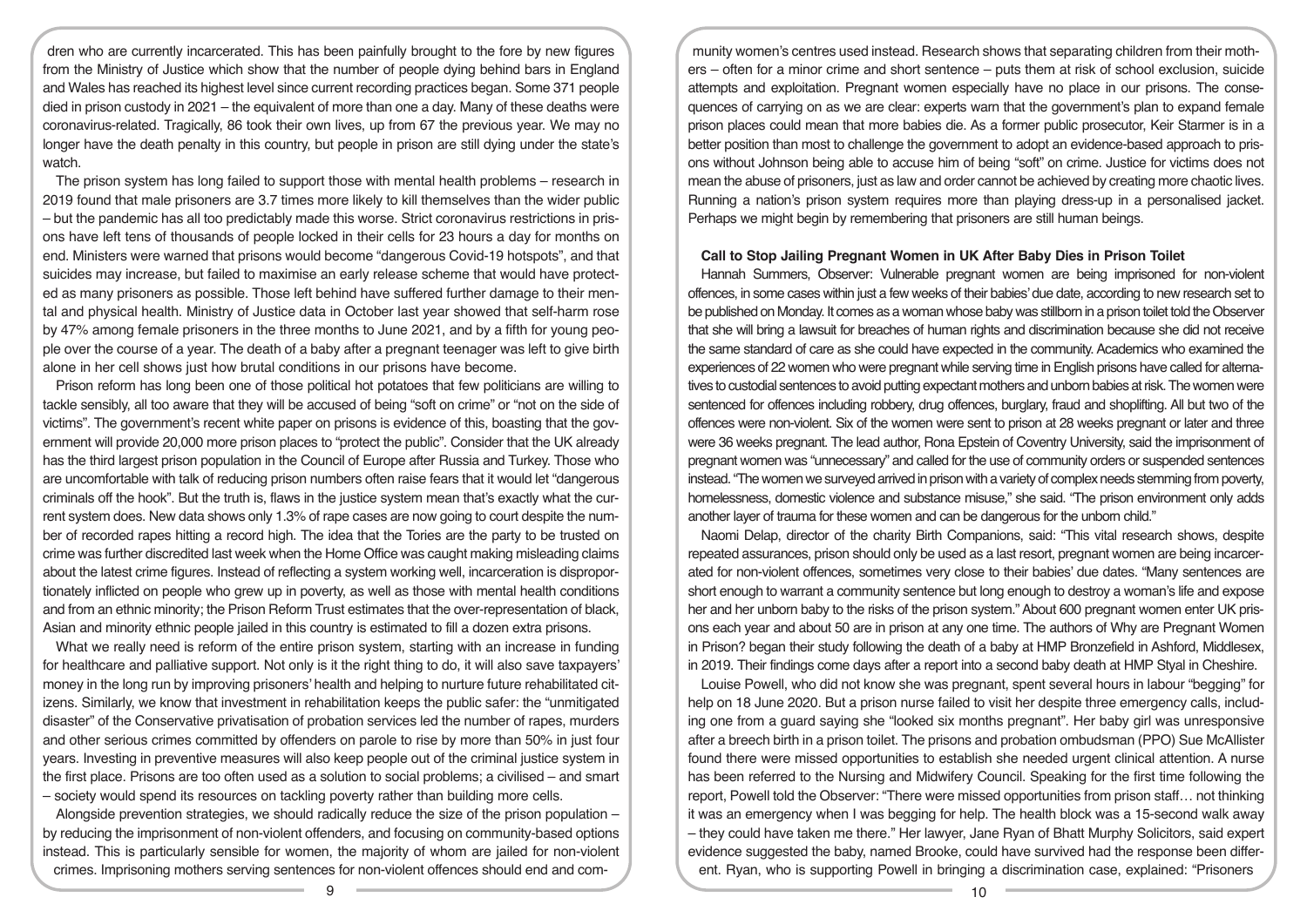dren who are currently incarcerated. This has been painfully brought to the fore by new figures from the Ministry of Justice which show that the number of people dying behind bars in England and Wales has reached its highest level since current recording practices began. Some 371 people died in prison custody in 2021 – the equivalent of more than one a day. Many of these deaths were coronavirus-related. Tragically, 86 took their own lives, up from 67 the previous year. We may no longer have the death penalty in this country, but people in prison are still dying under the state's watch.

The prison system has long failed to support those with mental health problems – research in 2019 found that male prisoners are 3.7 times more likely to kill themselves than the wider public – but the pandemic has all too predictably made this worse. Strict coronavirus restrictions in prisons have left tens of thousands of people locked in their cells for 23 hours a day for months on end. Ministers were warned that prisons would become "dangerous Covid-19 hotspots", and that suicides may increase, but failed to maximise an early release scheme that would have protected as many prisoners as possible. Those left behind have suffered further damage to their mental and physical health. Ministry of Justice data in October last year showed that self-harm rose by 47% among female prisoners in the three months to June 2021, and by a fifth for young people over the course of a year. The death of a baby after a pregnant teenager was left to give birth alone in her cell shows just how brutal conditions in our prisons have become.

Prison reform has long been one of those political hot potatoes that few politicians are willing to tackle sensibly, all too aware that they will be accused of being "soft on crime" or "not on the side of victims". The government's recent white paper on prisons is evidence of this, boasting that the government will provide 20,000 more prison places to "protect the public". Consider that the UK already has the third largest prison population in the Council of Europe after Russia and Turkey. Those who are uncomfortable with talk of reducing prison numbers often raise fears that it would let "dangerous criminals off the hook". But the truth is, flaws in the justice system mean that's exactly what the current system does. New data shows only 1.3% of rape cases are now going to court despite the number of recorded rapes hitting a record high. The idea that the Tories are the party to be trusted on crime was further discredited last week when the Home Office was caught making misleading claims about the latest crime figures. Instead of reflecting a system working well, incarceration is disproportionately inflicted on people who grew up in poverty, as well as those with mental health conditions and from an ethnic minority; the Prison Reform Trust estimates that the over-representation of black, Asian and minority ethnic people jailed in this country is estimated to fill a dozen extra prisons.

What we really need is reform of the entire prison system, starting with an increase in funding for healthcare and palliative support. Not only is it the right thing to do, it will also save taxpayers' money in the long run by improving prisoners' health and helping to nurture future rehabilitated citizens. Similarly, we know that investment in rehabilitation keeps the public safer: the "unmitigated disaster" of the Conservative privatisation of probation services led the number of rapes, murders and other serious crimes committed by offenders on parole to rise by more than 50% in just four years. Investing in preventive measures will also keep people out of the criminal justice system in the first place. Prisons are too often used as a solution to social problems; a civilised – and smart – society would spend its resources on tackling poverty rather than building more cells.

Alongside prevention strategies, we should radically reduce the size of the prison population – by reducing the imprisonment of non-violent offenders, and focusing on community-based options instead. This is particularly sensible for women, the majority of whom are jailed for non-violent crimes. Imprisoning mothers serving sentences for non-violent offences should end and community women's centres used instead. Research shows that separating children from their mothers – often for a minor crime and short sentence – puts them at risk of school exclusion, suicide attempts and exploitation. Pregnant women especially have no place in our prisons. The consequences of carrying on as we are clear: experts warn that the government's plan to expand female prison places could mean that more babies die. As a former public prosecutor, Keir Starmer is in a better position than most to challenge the government to adopt an evidence-based approach to prisons without Johnson being able to accuse him of being "soft" on crime. Justice for victims does not mean the abuse of prisoners, just as law and order cannot be achieved by creating more chaotic lives. Running a nation's prison system requires more than playing dress-up in a personalised jacket. Perhaps we might begin by remembering that prisoners are still human beings.

### Call to Stop Jailing Pregnant Women in UK After Baby Dies in Prison Toilet

Hannah Summers, Observer: Vulnerable pregnant women are being imprisoned for non-violent offences, in some cases within just a few weeks of their babies' due date, according to new research set to be published on Monday. It comes as a woman whose baby was stillborn in a prison toilet told the Observer that she will bring a lawsuit for breaches of human rights and discrimination because she did not receive the same standard of care as she could have expected in the community. Academics who examined the experiences of 22 women who were pregnant while serving time in English prisons have called for alternatives to custodial sentences to avoid putting expectant mothers and unborn babies at risk. The women were sentenced for offences including robbery, drug offences, burglary, fraud and shoplifting. All but two of the offences were non-violent. Six of the women were sent to prison at 28 weeks pregnant or later and three were 36 weeks pregnant. The lead author, Rona Epstein of Coventry University, said the imprisonment of pregnant women was "unnecessary" and called for the use of community orders or suspended sentences instead. "The women we surveyed arrived in prison with a variety of complex needs stemming from poverty, homelessness, domestic violence and substance misuse," she said. "The prison environment only adds another layer of trauma for these women and can be dangerous for the unborn child."

Naomi Delap, director of the charity Birth Companions, said: "This vital research shows, despite repeated assurances, prison should only be used as a last resort, pregnant women are being incarcerated for non-violent offences, sometimes very close to their babies' due dates. "Many sentences are short enough to warrant a community sentence but long enough to destroy a woman's life and expose her and her unborn baby to the risks of the prison system." About 600 pregnant women enter UK prisons each year and about 50 are in prison at any one time. The authors of Why are Pregnant Women in Prison? began their study following the death of a baby at HMP Bronzefield in Ashford, Middlesex, in 2019. Their findings come days after a report into a second baby death at HMP Styal in Cheshire.

Louise Powell, who did not know she was pregnant, spent several hours in labour "begging" for help on 18 June 2020. But a prison nurse failed to visit her despite three emergency calls, including one from a guard saying she "looked six months pregnant". Her baby girl was unresponsive after a breech birth in a prison toilet. The prisons and probation ombudsman (PPO) Sue McAllister found there were missed opportunities to establish she needed urgent clinical attention. A nurse has been referred to the Nursing and Midwifery Council. Speaking for the first time following the report, Powell told the Observer: "There were missed opportunities from prison staff… not thinking it was an emergency when I was begging for help. The health block was a 15-second walk away – they could have taken me there." Her lawyer, Jane Ryan of Bhatt Murphy Solicitors, said expert evidence suggested the baby, named Brooke, could have survived had the response been different. Ryan, who is supporting Powell in bringing a discrimination case, explained: "Prisoners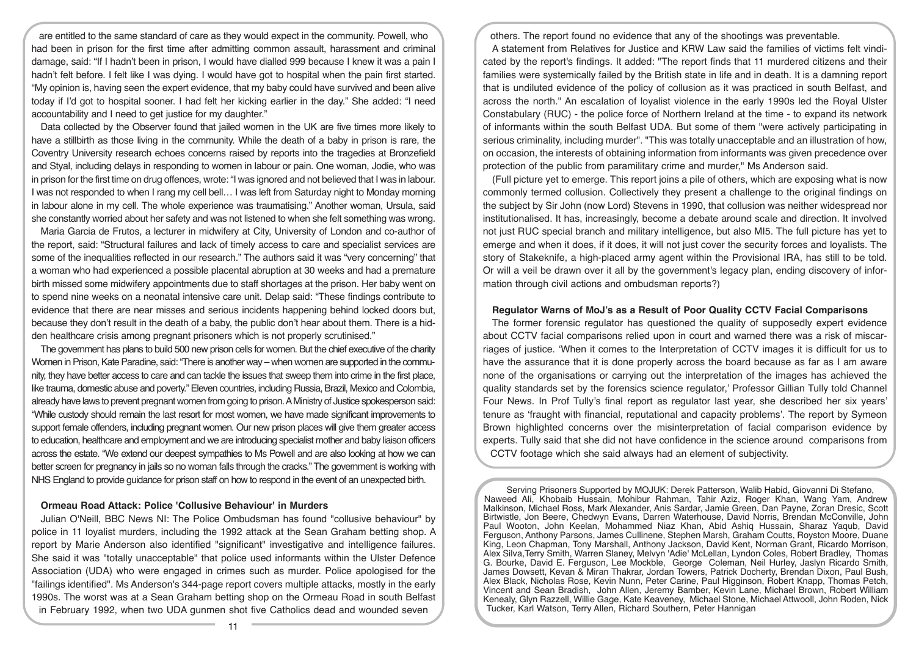are entitled to the same standard of care as they would expect in the community. Powell, who had been in prison for the first time after admitting common assault, harassment and criminal damage, said: "If I hadn't been in prison, I would have dialled 999 because I knew it was a pain I hadn't felt before. I felt like I was dying. I would have got to hospital when the pain first started. "My opinion is, having seen the expert evidence, that my baby could have survived and been alive today if I'd got to hospital sooner. I had felt her kicking earlier in the day." She added: "I need accountability and I need to get justice for my daughter."

Data collected by the Observer found that jailed women in the UK are five times more likely to have a stillbirth as those living in the community. While the death of a baby in prison is rare, the Coventry University research echoes concerns raised by reports into the tragedies at Bronzefield and Styal, including delays in responding to women in labour or pain. One woman, Jodie, who was in prison for the first time on drug offences, wrote: "I was ignored and not believed that I was in labour. I was not responded to when I rang my cell bell… I was left from Saturday night to Monday morning in labour alone in my cell. The whole experience was traumatising." Another woman, Ursula, said she constantly worried about her safety and was not listened to when she felt something was wrong.

Maria Garcia de Frutos, a lecturer in midwifery at City, University of London and co-author of the report, said: "Structural failures and lack of timely access to care and specialist services are some of the inequalities reflected in our research." The authors said it was "very concerning" that a woman who had experienced a possible placental abruption at 30 weeks and had a premature birth missed some midwifery appointments due to staff shortages at the prison. Her baby went on to spend nine weeks on a neonatal intensive care unit. Delap said: "These findings contribute to evidence that there are near misses and serious incidents happening behind locked doors but, because they don't result in the death of a baby, the public don't hear about them. There is a hidden healthcare crisis among pregnant prisoners which is not properly scrutinised."

The government has plans to build 500 new prison cells for women. But the chief executive of the charity Women in Prison, Kate Paradine, said: "There is another way – when women are supported in the community, they have better access to care and can tackle the issues that sweep them into crime in the first place, like trauma, domestic abuse and poverty." Eleven countries, including Russia, Brazil, Mexico and Colombia, already have laws to prevent pregnant women from going to prison. A Ministry of Justice spokesperson said: "While custody should remain the last resort for most women, we have made significant improvements to support female offenders, including pregnant women. Our new prison places will give them greater access to education, healthcare and employment and we are introducing specialist mother and baby liaison officers across the estate. "We extend our deepest sympathies to Ms Powell and are also looking at how we can better screen for pregnancy in jails so no woman falls through the cracks." The government is working with NHS England to provide guidance for prison staff on how to respond in the event of an unexpected birth.

**Ormeau Road Attack: Police 'Collusive Behaviour' in Murders**

Julian O'Neill, BBC News NI: The Police Ombudsman has found "collusive behaviour" by police in 11 loyalist murders, including the 1992 attack at the Sean Graham betting shop. A report by Marie Anderson also identified "significant" investigative and intelligence failures. She said it was "totally unacceptable" that police used informants within the Ulster Defence Association (UDA) who were engaged in crimes such as murder. Police apologised for the "failings identified". Ms Anderson's 344-page report covers multiple attacks, mostly in the early 1990s. The worst was at a Sean Graham betting shop on the Ormeau Road in south Belfast in February 1992, when two UDA gunmen shot five Catholics dead and wounded seven others. The report found no evidence that any of the shootings was preventable.

A statement from Relatives for Justice and KRW Law said the families of victims felt vindicated by the report's findings. It added: "The report finds that 11 murdered citizens and their families were systemically failed by the British state in life and in death. It is a damning report that is undiluted evidence of the policy of collusion as it was practiced in south Belfast, and across the north." An escalation of loyalist violence in the early 1990s led the Royal Ulster Constabulary (RUC) - the police force of Northern Ireland at the time - to expand its network of informants within the south Belfast UDA. But some of them "were actively participating in serious criminality, including murder". "This was totally unacceptable and an illustration of how, on occasion, the interests of obtaining information from informants was given precedence over protection of the public from paramilitary crime and murder," Ms Anderson said.

(Full picture yet to emerge. This report joins a pile of others, which are exposing what is now commonly termed collusion. Collectively they present a challenge to the original findings on the subject by Sir John (now Lord) Stevens in 1990, that collusion was neither widespread nor institutionalised. It has, increasingly, become a debate around scale and direction. It involved not just RUC special branch and military intelligence, but also MI5. The full picture has yet to emerge and when it does, if it does, it will not just cover the security forces and loyalists. The story of Stakeknife, a high-placed army agent within the Provisional IRA, has still to be told. Or will a veil be drawn over it all by the government's legacy plan, ending discovery of information through civil actions and ombudsman reports?)

**Regulator Warns of MoJ's as a Result of Poor Quality CCTV Facial Comparisons**

The former forensic regulator has questioned the quality of supposedly expert evidence about CCTV facial comparisons relied upon in court and warned there was a risk of miscarriages of justice. 'When it comes to the Interpretation of CCTV images it is difficult for us to have the assurance that it is done properly across the board because as far as I am aware none of the organisations or carrying out the interpretation of the images has achieved the quality standards set by the forensics science regulator,' Professor Gillian Tully told Channel Four News. In Prof Tully's final report as regulator last year, she described her six years' tenure as 'fraught with financial, reputational and capacity problems'. The report by Symeon Brown highlighted concerns over the misinterpretation of facial comparison evidence by experts. Tully said that she did not have confidence in the science around comparisons from CCTV footage which she said always had an element of subjectivity.

Serving Prisoners Supported by MOJUK: Derek Patterson, Walib Habid, Giovanni Di Stefano, Naweed Ali, Khobaib Hussain, Mohibur Rahman, Tahir Aziz, Roger Khan, Wang Yam, Andrew Malkinson, Michael Ross, Mark Alexander, Anis Sardar, Jamie Green, Dan Payne, Zoran Dresic, Scott Birtwistle, Jon Beere, Chedwyn Evans, Darren Waterhouse, David Norris, Brendan McConville, John Paul Wooton, John Keelan, Mohammed Niaz Khan, Abid Ashiq Hussain, Sharaz Yaqub, David Ferguson, Anthony Parsons, James Cullinene, Stephen Marsh, Graham Coutts, Royston Moore, Duane King, Leon Chapman, Tony Marshall, Anthony Jackson, David Kent, Norman Grant, Ricardo Morrison, Alex Silva,Terry Smith, Warren Slaney, Melvyn 'Adie' McLellan, Lyndon Coles, Robert Bradley, Thomas G. Bourke, David E. Ferguson, Lee Mockble, George Coleman, Neil Hurley, Jaslyn Ricardo Smith, James Dowsett, Kevan & Miran Thakrar, Jordan Towers, Patrick Docherty, Brendan Dixon, Paul Bush, Alex Black, Nicholas Rose, Kevin Nunn, Peter Carine, Paul Higginson, Robert Knapp, Thomas Petch, Vincent and Sean Bradish, John Allen, Jeremy Bamber, Kevin Lane, Michael Brown, Robert William Kenealy, Glyn Razzell, Willie Gage, Kate Keaveney, Michael Stone, Michael Attwooll, John Roden, Nick Tucker, Karl Watson, Terry Allen, Richard Southern, Peter Hannigan